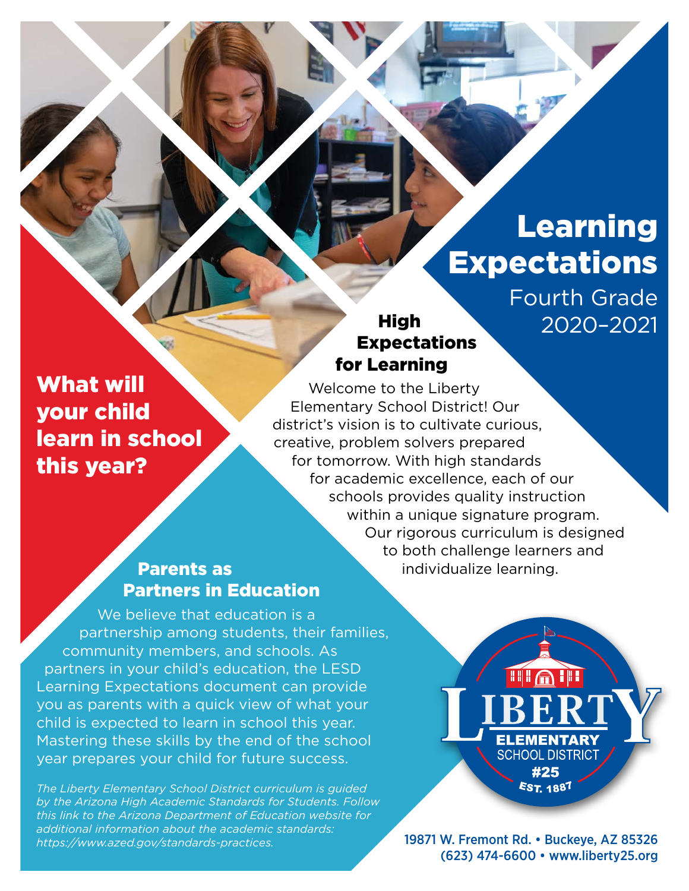# Learning Expectations

Fourth Grade
2020–2021

## What will your child learn in school this year?

### High Expectations for Learning

Welcome to the Liberty Elementary School District! Our district's vision is to cultivate curious, creative, problem solvers prepared for tomorrow. With high standards for academic excellence, each of our schools provides quality instruction within a unique signature program. Our rigorous curriculum is designed to both challenge learners and individualize learning.

### Parents as Partners in Education

We believe that education is a partnership among students, their families, community members, and schools. As partners in your child's education, the LESD Learning Expectations document can provide you as parents with a quick view of what your child is expected to learn in school this year. Mastering these skills by the end of the school year prepares your child for future success.

*The Liberty Elementary School District curriculum is guided by the Arizona High Academic Standards for Students. Follow this link to the Arizona Department of Education website for additional information about the academic standards: https://www.azed.gov/standards-practices.*

LIBERTY ELEMENTARY SCHOOL DISTRICT #25 EST. 1887

19871 W. Fremont Rd. • Buckeye, AZ 85326
(623) 474-6600 • www.liberty25.org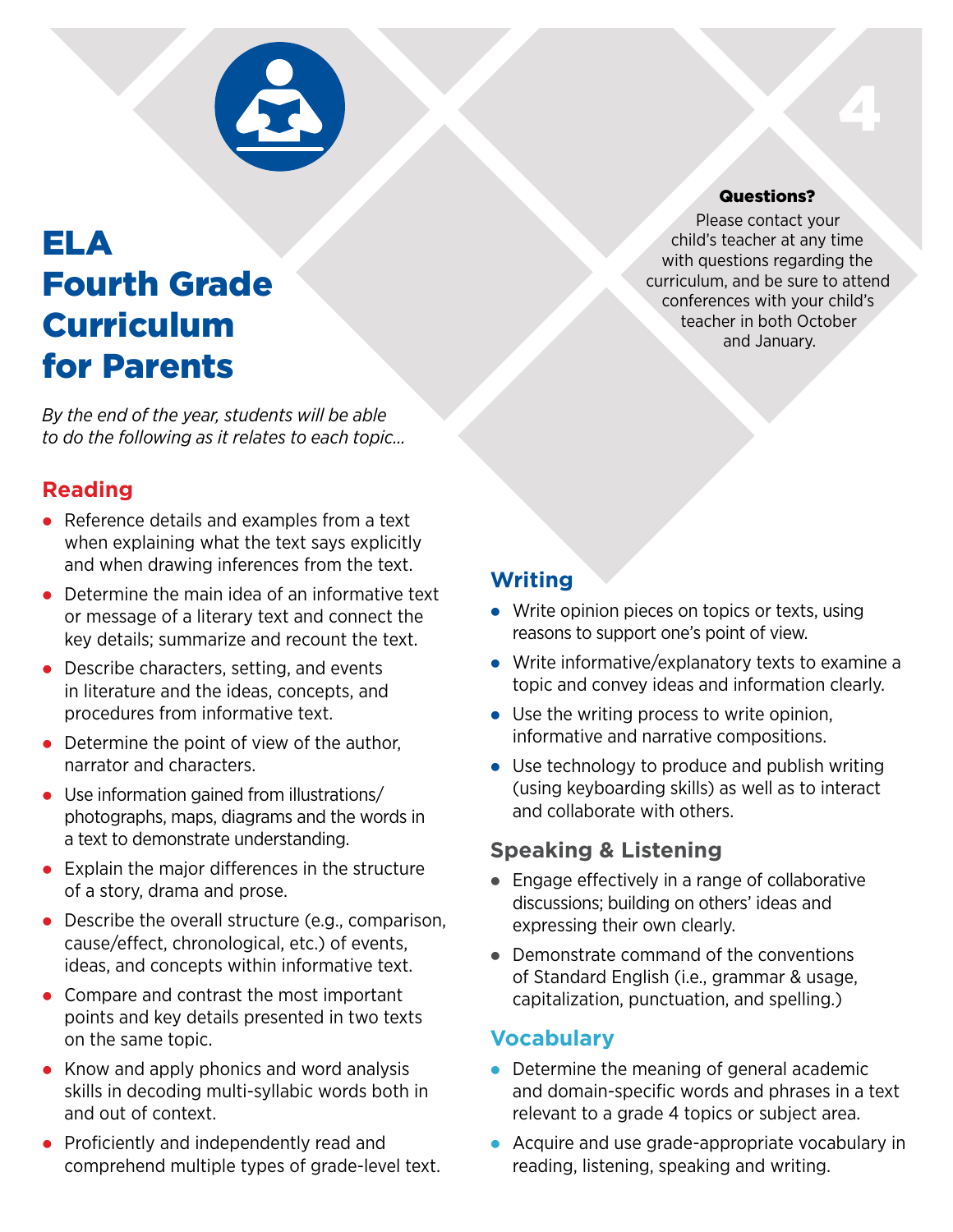# ELA Fourth Grade Curriculum for Parents

**Questions?**

Please contact your child's teacher at any time with questions regarding the curriculum, and be sure to attend conferences with your child's teacher in both October and January.

*By the end of the year, students will be able to do the following as it relates to each topic...*

## Reading

- Reference details and examples from a text when explaining what the text says explicitly and when drawing inferences from the text.
- Determine the main idea of an informative text or message of a literary text and connect the key details; summarize and recount the text.
- Describe characters, setting, and events in literature and the ideas, concepts, and procedures from informative text.
- Determine the point of view of the author, narrator and characters.
- Use information gained from illustrations/ photographs, maps, diagrams and the words in a text to demonstrate understanding.
- Explain the major differences in the structure of a story, drama and prose.
- Describe the overall structure (e.g., comparison, cause/effect, chronological, etc.) of events, ideas, and concepts within informative text.
- Compare and contrast the most important points and key details presented in two texts on the same topic.
- Know and apply phonics and word analysis skills in decoding multi-syllabic words both in and out of context.
- Proficiently and independently read and comprehend multiple types of grade-level text.

## Writing

- Write opinion pieces on topics or texts, using reasons to support one's point of view.
- Write informative/explanatory texts to examine a topic and convey ideas and information clearly.
- Use the writing process to write opinion, informative and narrative compositions.
- Use technology to produce and publish writing (using keyboarding skills) as well as to interact and collaborate with others.

## Speaking & Listening

- Engage effectively in a range of collaborative discussions; building on others' ideas and expressing their own clearly.
- Demonstrate command of the conventions of Standard English (i.e., grammar & usage, capitalization, punctuation, and spelling.)

## Vocabulary

- Determine the meaning of general academic and domain-specific words and phrases in a text relevant to a grade 4 topics or subject area.
- Acquire and use grade-appropriate vocabulary in reading, listening, speaking and writing.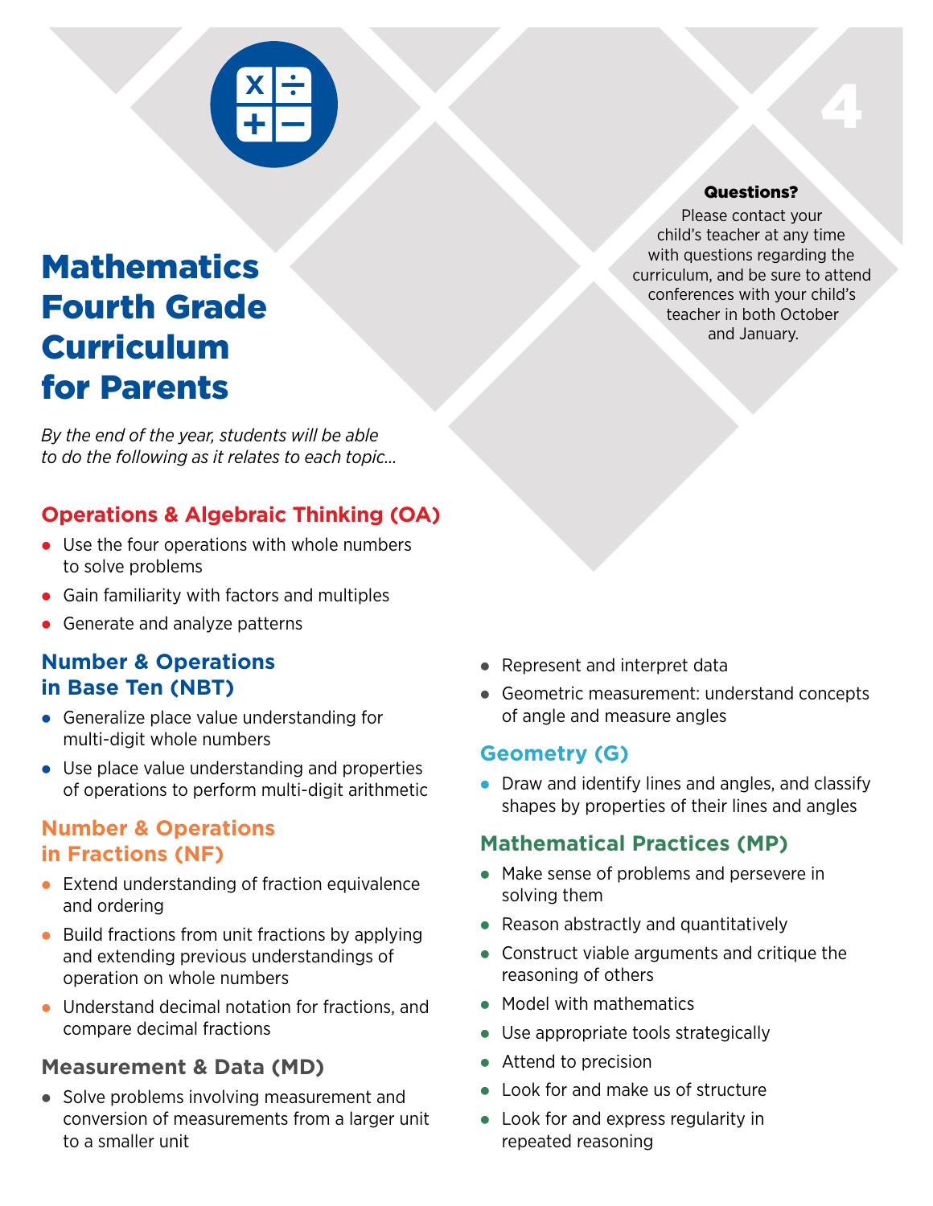# Mathematics Fourth Grade Curriculum for Parents

**Questions?**

Please contact your child's teacher at any time with questions regarding the curriculum, and be sure to attend conferences with your child's teacher in both October and January.

*By the end of the year, students will be able to do the following as it relates to each topic...*

## Operations & Algebraic Thinking (OA)

- Use the four operations with whole numbers to solve problems
- Gain familiarity with factors and multiples
- Generate and analyze patterns

## Number & Operations in Base Ten (NBT)

- Generalize place value understanding for multi-digit whole numbers
- Use place value understanding and properties of operations to perform multi-digit arithmetic

## Number & Operations in Fractions (NF)

- Extend understanding of fraction equivalence and ordering
- Build fractions from unit fractions by applying and extending previous understandings of operation on whole numbers
- Understand decimal notation for fractions, and compare decimal fractions

## Measurement & Data (MD)

- Solve problems involving measurement and conversion of measurements from a larger unit to a smaller unit
- Represent and interpret data
- Geometric measurement: understand concepts of angle and measure angles

## Geometry (G)

- Draw and identify lines and angles, and classify shapes by properties of their lines and angles

## Mathematical Practices (MP)

- Make sense of problems and persevere in solving them
- Reason abstractly and quantitatively
- Construct viable arguments and critique the reasoning of others
- Model with mathematics
- Use appropriate tools strategically
- Attend to precision
- Look for and make us of structure
- Look for and express regularity in repeated reasoning